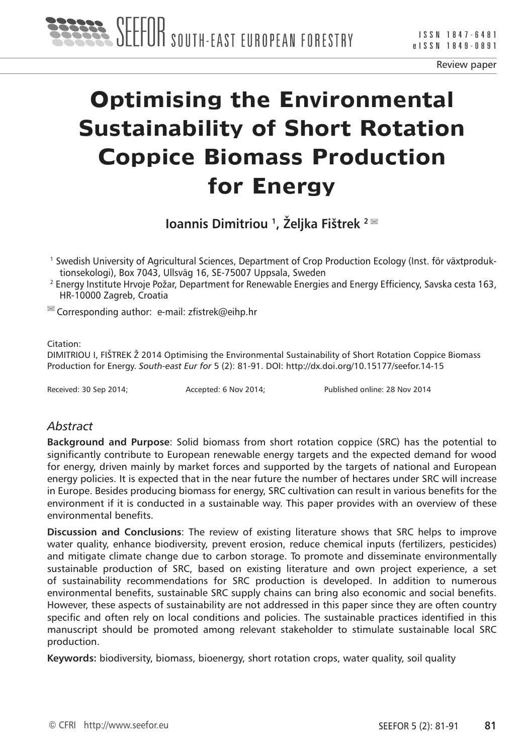Review paper

# Optimising the Environmental Sustainability of Short Rotation Coppice Biomass Production for Energy

**Ioannis Dimitriou [1], Željka Fištrek [2]**

[1] Swedish University of Agricultural Sciences, Department of Crop Production Ecology (Inst. för växtproduktionsekologi), Box 7043, Ullsväg 16, SE-75007 Uppsala, Sweden

[2] Energy Institute Hrvoje Požar, Department for Renewable Energies and Energy Efficiency, Savska cesta 163, HR-10000 Zagreb, Croatia

Corresponding author: e-mail: zfistrek@eihp.hr

Citation:
DIMITRIOU I, FIŠTREK Ž 2014 Optimising the Environmental Sustainability of Short Rotation Coppice Biomass Production for Energy. *South-east Eur for* 5 (2): 81-91. DOI: http://dx.doi.org/10.15177/seefor.14-15

Received: 30 Sep 2014; Accepted: 6 Nov 2014; Published online: 28 Nov 2014

## *Abstract*

**Background and Purpose**: Solid biomass from short rotation coppice (SRC) has the potential to significantly contribute to European renewable energy targets and the expected demand for wood for energy, driven mainly by market forces and supported by the targets of national and European energy policies. It is expected that in the near future the number of hectares under SRC will increase in Europe. Besides producing biomass for energy, SRC cultivation can result in various benefits for the environment if it is conducted in a sustainable way. This paper provides with an overview of these environmental benefits.

**Discussion and Conclusions**: The review of existing literature shows that SRC helps to improve water quality, enhance biodiversity, prevent erosion, reduce chemical inputs (fertilizers, pesticides) and mitigate climate change due to carbon storage. To promote and disseminate environmentally sustainable production of SRC, based on existing literature and own project experience, a set of sustainability recommendations for SRC production is developed. In addition to numerous environmental benefits, sustainable SRC supply chains can bring also economic and social benefits. However, these aspects of sustainability are not addressed in this paper since they are often country specific and often rely on local conditions and policies. The sustainable practices identified in this manuscript should be promoted among relevant stakeholder to stimulate sustainable local SRC production.

**Keywords:** biodiversity, biomass, bioenergy, short rotation crops, water quality, soil quality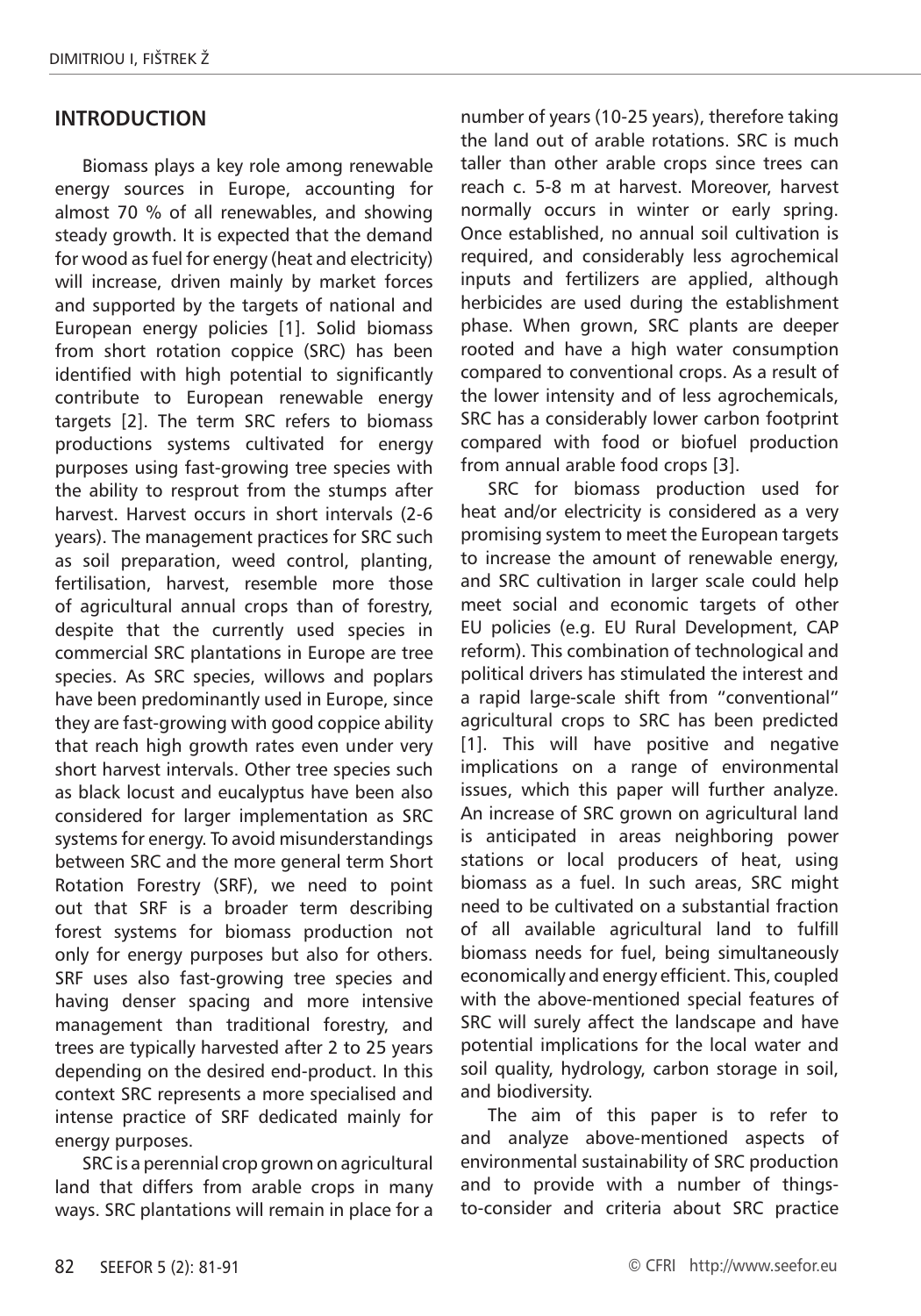## INTRODUCTION

Biomass plays a key role among renewable energy sources in Europe, accounting for almost 70 % of all renewables, and showing steady growth. It is expected that the demand for wood as fuel for energy (heat and electricity) will increase, driven mainly by market forces and supported by the targets of national and European energy policies [1]. Solid biomass from short rotation coppice (SRC) has been identified with high potential to significantly contribute to European renewable energy targets [2]. The term SRC refers to biomass productions systems cultivated for energy purposes using fast-growing tree species with the ability to resprout from the stumps after harvest. Harvest occurs in short intervals (2-6 years). The management practices for SRC such as soil preparation, weed control, planting, fertilisation, harvest, resemble more those of agricultural annual crops than of forestry, despite that the currently used species in commercial SRC plantations in Europe are tree species. As SRC species, willows and poplars have been predominantly used in Europe, since they are fast-growing with good coppice ability that reach high growth rates even under very short harvest intervals. Other tree species such as black locust and eucalyptus have been also considered for larger implementation as SRC systems for energy. To avoid misunderstandings between SRC and the more general term Short Rotation Forestry (SRF), we need to point out that SRF is a broader term describing forest systems for biomass production not only for energy purposes but also for others. SRF uses also fast-growing tree species and having denser spacing and more intensive management than traditional forestry, and trees are typically harvested after 2 to 25 years depending on the desired end-product. In this context SRC represents a more specialised and intense practice of SRF dedicated mainly for energy purposes.

SRC is a perennial crop grown on agricultural land that differs from arable crops in many ways. SRC plantations will remain in place for a number of years (10-25 years), therefore taking the land out of arable rotations. SRC is much taller than other arable crops since trees can reach c. 5-8 m at harvest. Moreover, harvest normally occurs in winter or early spring. Once established, no annual soil cultivation is required, and considerably less agrochemical inputs and fertilizers are applied, although herbicides are used during the establishment phase. When grown, SRC plants are deeper rooted and have a high water consumption compared to conventional crops. As a result of the lower intensity and of less agrochemicals, SRC has a considerably lower carbon footprint compared with food or biofuel production from annual arable food crops [3].

SRC for biomass production used for heat and/or electricity is considered as a very promising system to meet the European targets to increase the amount of renewable energy, and SRC cultivation in larger scale could help meet social and economic targets of other EU policies (e.g. EU Rural Development, CAP reform). This combination of technological and political drivers has stimulated the interest and a rapid large-scale shift from "conventional" agricultural crops to SRC has been predicted [1]. This will have positive and negative implications on a range of environmental issues, which this paper will further analyze. An increase of SRC grown on agricultural land is anticipated in areas neighboring power stations or local producers of heat, using biomass as a fuel. In such areas, SRC might need to be cultivated on a substantial fraction of all available agricultural land to fulfill biomass needs for fuel, being simultaneously economically and energy efficient. This, coupled with the above-mentioned special features of SRC will surely affect the landscape and have potential implications for the local water and soil quality, hydrology, carbon storage in soil, and biodiversity.

The aim of this paper is to refer to and analyze above-mentioned aspects of environmental sustainability of SRC production and to provide with a number of things-to-consider and criteria about SRC practice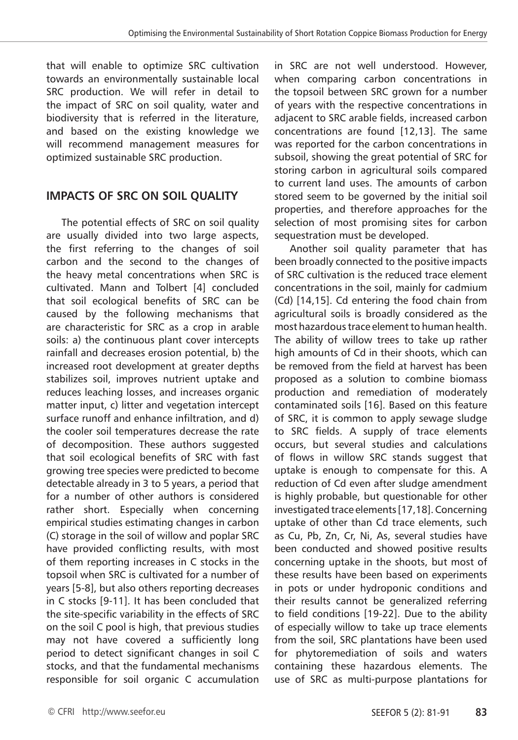that will enable to optimize SRC cultivation towards an environmentally sustainable local SRC production. We will refer in detail to the impact of SRC on soil quality, water and biodiversity that is referred in the literature, and based on the existing knowledge we will recommend management measures for optimized sustainable SRC production.

## IMPACTS OF SRC ON SOIL QUALITY

The potential effects of SRC on soil quality are usually divided into two large aspects, the first referring to the changes of soil carbon and the second to the changes of the heavy metal concentrations when SRC is cultivated. Mann and Tolbert [4] concluded that soil ecological benefits of SRC can be caused by the following mechanisms that are characteristic for SRC as a crop in arable soils: a) the continuous plant cover intercepts rainfall and decreases erosion potential, b) the increased root development at greater depths stabilizes soil, improves nutrient uptake and reduces leaching losses, and increases organic matter input, c) litter and vegetation intercept surface runoff and enhance infiltration, and d) the cooler soil temperatures decrease the rate of decomposition. These authors suggested that soil ecological benefits of SRC with fast growing tree species were predicted to become detectable already in 3 to 5 years, a period that for a number of other authors is considered rather short. Especially when concerning empirical studies estimating changes in carbon (C) storage in the soil of willow and poplar SRC have provided conflicting results, with most of them reporting increases in C stocks in the topsoil when SRC is cultivated for a number of years [5-8], but also others reporting decreases in C stocks [9-11]. It has been concluded that the site-specific variability in the effects of SRC on the soil C pool is high, that previous studies may not have covered a sufficiently long period to detect significant changes in soil C stocks, and that the fundamental mechanisms responsible for soil organic C accumulation in SRC are not well understood. However, when comparing carbon concentrations in the topsoil between SRC grown for a number of years with the respective concentrations in adjacent to SRC arable fields, increased carbon concentrations are found [12,13]. The same was reported for the carbon concentrations in subsoil, showing the great potential of SRC for storing carbon in agricultural soils compared to current land uses. The amounts of carbon stored seem to be governed by the initial soil properties, and therefore approaches for the selection of most promising sites for carbon sequestration must be developed.

Another soil quality parameter that has been broadly connected to the positive impacts of SRC cultivation is the reduced trace element concentrations in the soil, mainly for cadmium (Cd) [14,15]. Cd entering the food chain from agricultural soils is broadly considered as the most hazardous trace element to human health. The ability of willow trees to take up rather high amounts of Cd in their shoots, which can be removed from the field at harvest has been proposed as a solution to combine biomass production and remediation of moderately contaminated soils [16]. Based on this feature of SRC, it is common to apply sewage sludge to SRC fields. A supply of trace elements occurs, but several studies and calculations of flows in willow SRC stands suggest that uptake is enough to compensate for this. A reduction of Cd even after sludge amendment is highly probable, but questionable for other investigated trace elements [17,18]. Concerning uptake of other than Cd trace elements, such as Cu, Pb, Zn, Cr, Ni, As, several studies have been conducted and showed positive results concerning uptake in the shoots, but most of these results have been based on experiments in pots or under hydroponic conditions and their results cannot be generalized referring to field conditions [19-22]. Due to the ability of especially willow to take up trace elements from the soil, SRC plantations have been used for phytoremediation of soils and waters containing these hazardous elements. The use of SRC as multi-purpose plantations for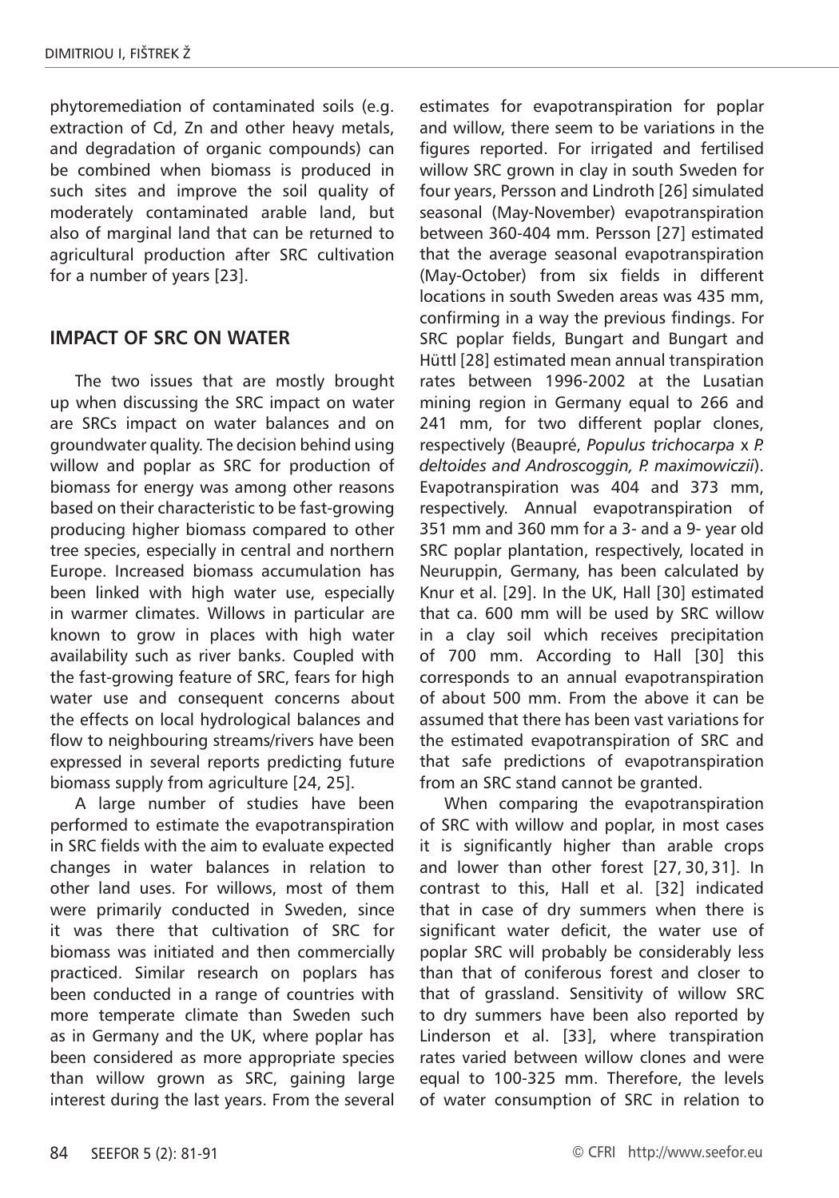phytoremediation of contaminated soils (e.g. extraction of Cd, Zn and other heavy metals, and degradation of organic compounds) can be combined when biomass is produced in such sites and improve the soil quality of moderately contaminated arable land, but also of marginal land that can be returned to agricultural production after SRC cultivation for a number of years [23].

## IMPACT OF SRC ON WATER

The two issues that are mostly brought up when discussing the SRC impact on water are SRCs impact on water balances and on groundwater quality. The decision behind using willow and poplar as SRC for production of biomass for energy was among other reasons based on their characteristic to be fast-growing producing higher biomass compared to other tree species, especially in central and northern Europe. Increased biomass accumulation has been linked with high water use, especially in warmer climates. Willows in particular are known to grow in places with high water availability such as river banks. Coupled with the fast-growing feature of SRC, fears for high water use and consequent concerns about the effects on local hydrological balances and flow to neighbouring streams/rivers have been expressed in several reports predicting future biomass supply from agriculture [24, 25].

A large number of studies have been performed to estimate the evapotranspiration in SRC fields with the aim to evaluate expected changes in water balances in relation to other land uses. For willows, most of them were primarily conducted in Sweden, since it was there that cultivation of SRC for biomass was initiated and then commercially practiced. Similar research on poplars has been conducted in a range of countries with more temperate climate than Sweden such as in Germany and the UK, where poplar has been considered as more appropriate species than willow grown as SRC, gaining large interest during the last years. From the several estimates for evapotranspiration for poplar and willow, there seem to be variations in the figures reported. For irrigated and fertilised willow SRC grown in clay in south Sweden for four years, Persson and Lindroth [26] simulated seasonal (May-November) evapotranspiration between 360-404 mm. Persson [27] estimated that the average seasonal evapotranspiration (May-October) from six fields in different locations in south Sweden areas was 435 mm, confirming in a way the previous findings. For SRC poplar fields, Bungart and Bungart and Hüttl [28] estimated mean annual transpiration rates between 1996-2002 at the Lusatian mining region in Germany equal to 266 and 241 mm, for two different poplar clones, respectively (Beaupré, *Populus trichocarpa* x *P. deltoides and Androscoggin, P. maximowiczii*). Evapotranspiration was 404 and 373 mm, respectively. Annual evapotranspiration of 351 mm and 360 mm for a 3- and a 9- year old SRC poplar plantation, respectively, located in Neuruppin, Germany, has been calculated by Knur et al. [29]. In the UK, Hall [30] estimated that ca. 600 mm will be used by SRC willow in a clay soil which receives precipitation of 700 mm. According to Hall [30] this corresponds to an annual evapotranspiration of about 500 mm. From the above it can be assumed that there has been vast variations for the estimated evapotranspiration of SRC and that safe predictions of evapotranspiration from an SRC stand cannot be granted.

When comparing the evapotranspiration of SRC with willow and poplar, in most cases it is significantly higher than arable crops and lower than other forest [27, 30, 31]. In contrast to this, Hall et al. [32] indicated that in case of dry summers when there is significant water deficit, the water use of poplar SRC will probably be considerably less than that of coniferous forest and closer to that of grassland. Sensitivity of willow SRC to dry summers have been also reported by Linderson et al. [33], where transpiration rates varied between willow clones and were equal to 100-325 mm. Therefore, the levels of water consumption of SRC in relation to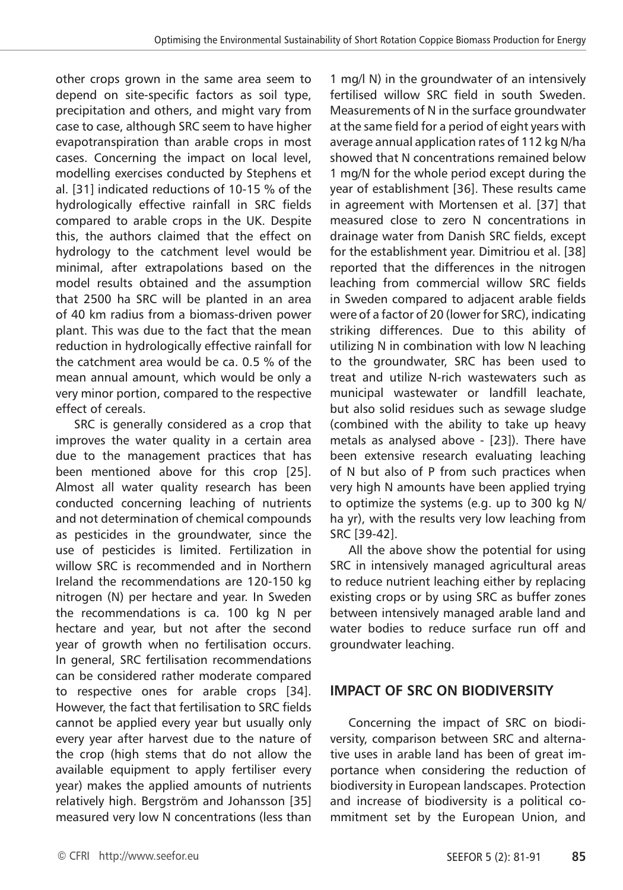other crops grown in the same area seem to depend on site-specific factors as soil type, precipitation and others, and might vary from case to case, although SRC seem to have higher evapotranspiration than arable crops in most cases. Concerning the impact on local level, modelling exercises conducted by Stephens et al. [31] indicated reductions of 10-15 % of the hydrologically effective rainfall in SRC fields compared to arable crops in the UK. Despite this, the authors claimed that the effect on hydrology to the catchment level would be minimal, after extrapolations based on the model results obtained and the assumption that 2500 ha SRC will be planted in an area of 40 km radius from a biomass-driven power plant. This was due to the fact that the mean reduction in hydrologically effective rainfall for the catchment area would be ca. 0.5 % of the mean annual amount, which would be only a very minor portion, compared to the respective effect of cereals.

SRC is generally considered as a crop that improves the water quality in a certain area due to the management practices that has been mentioned above for this crop [25]. Almost all water quality research has been conducted concerning leaching of nutrients and not determination of chemical compounds as pesticides in the groundwater, since the use of pesticides is limited. Fertilization in willow SRC is recommended and in Northern Ireland the recommendations are 120-150 kg nitrogen (N) per hectare and year. In Sweden the recommendations is ca. 100 kg N per hectare and year, but not after the second year of growth when no fertilisation occurs. In general, SRC fertilisation recommendations can be considered rather moderate compared to respective ones for arable crops [34]. However, the fact that fertilisation to SRC fields cannot be applied every year but usually only every year after harvest due to the nature of the crop (high stems that do not allow the available equipment to apply fertiliser every year) makes the applied amounts of nutrients relatively high. Bergström and Johansson [35] measured very low N concentrations (less than 1 mg/l N) in the groundwater of an intensively fertilised willow SRC field in south Sweden. Measurements of N in the surface groundwater at the same field for a period of eight years with average annual application rates of 112 kg N/ha showed that N concentrations remained below 1 mg/N for the whole period except during the year of establishment [36]. These results came in agreement with Mortensen et al. [37] that measured close to zero N concentrations in drainage water from Danish SRC fields, except for the establishment year. Dimitriou et al. [38] reported that the differences in the nitrogen leaching from commercial willow SRC fields in Sweden compared to adjacent arable fields were of a factor of 20 (lower for SRC), indicating striking differences. Due to this ability of utilizing N in combination with low N leaching to the groundwater, SRC has been used to treat and utilize N-rich wastewaters such as municipal wastewater or landfill leachate, but also solid residues such as sewage sludge (combined with the ability to take up heavy metals as analysed above - [23]). There have been extensive research evaluating leaching of N but also of P from such practices when very high N amounts have been applied trying to optimize the systems (e.g. up to 300 kg N/ha yr), with the results very low leaching from SRC [39-42].

All the above show the potential for using SRC in intensively managed agricultural areas to reduce nutrient leaching either by replacing existing crops or by using SRC as buffer zones between intensively managed arable land and water bodies to reduce surface run off and groundwater leaching.

## IMPACT OF SRC ON BIODIVERSITY

Concerning the impact of SRC on biodiversity, comparison between SRC and alternative uses in arable land has been of great importance when considering the reduction of biodiversity in European landscapes. Protection and increase of biodiversity is a political commitment set by the European Union, and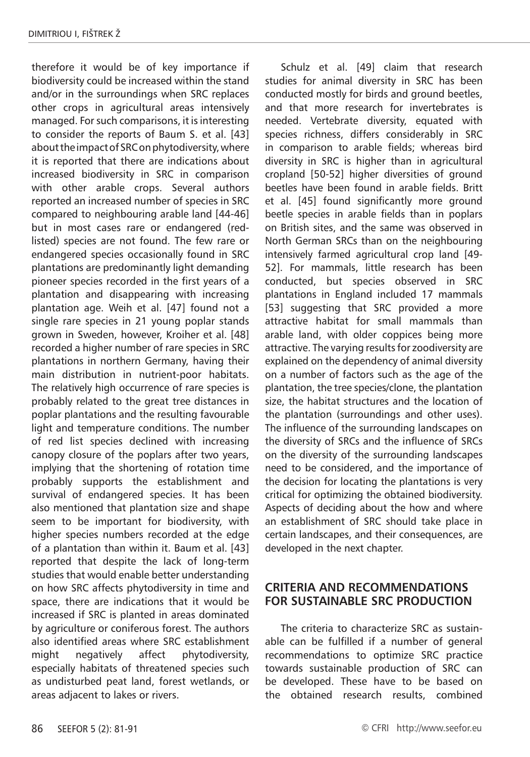therefore it would be of key importance if biodiversity could be increased within the stand and/or in the surroundings when SRC replaces other crops in agricultural areas intensively managed. For such comparisons, it is interesting to consider the reports of Baum S. et al. [43] about the impact of SRC on phytodiversity, where it is reported that there are indications about increased biodiversity in SRC in comparison with other arable crops. Several authors reported an increased number of species in SRC compared to neighbouring arable land [44-46] but in most cases rare or endangered (red-listed) species are not found. The few rare or endangered species occasionally found in SRC plantations are predominantly light demanding pioneer species recorded in the first years of a plantation and disappearing with increasing plantation age. Weih et al. [47] found not a single rare species in 21 young poplar stands grown in Sweden, however, Kroiher et al. [48] recorded a higher number of rare species in SRC plantations in northern Germany, having their main distribution in nutrient-poor habitats. The relatively high occurrence of rare species is probably related to the great tree distances in poplar plantations and the resulting favourable light and temperature conditions. The number of red list species declined with increasing canopy closure of the poplars after two years, implying that the shortening of rotation time probably supports the establishment and survival of endangered species. It has been also mentioned that plantation size and shape seem to be important for biodiversity, with higher species numbers recorded at the edge of a plantation than within it. Baum et al. [43] reported that despite the lack of long-term studies that would enable better understanding on how SRC affects phytodiversity in time and space, there are indications that it would be increased if SRC is planted in areas dominated by agriculture or coniferous forest. The authors also identified areas where SRC establishment might negatively affect phytodiversity, especially habitats of threatened species such as undisturbed peat land, forest wetlands, or areas adjacent to lakes or rivers.

Schulz et al. [49] claim that research studies for animal diversity in SRC has been conducted mostly for birds and ground beetles, and that more research for invertebrates is needed. Vertebrate diversity, equated with species richness, differs considerably in SRC in comparison to arable fields; whereas bird diversity in SRC is higher than in agricultural cropland [50-52] higher diversities of ground beetles have been found in arable fields. Britt et al. [45] found significantly more ground beetle species in arable fields than in poplars on British sites, and the same was observed in North German SRCs than on the neighbouring intensively farmed agricultural crop land [49-52]. For mammals, little research has been conducted, but species observed in SRC plantations in England included 17 mammals [53] suggesting that SRC provided a more attractive habitat for small mammals than arable land, with older coppices being more attractive. The varying results for zoodiversity are explained on the dependency of animal diversity on a number of factors such as the age of the plantation, the tree species/clone, the plantation size, the habitat structures and the location of the plantation (surroundings and other uses). The influence of the surrounding landscapes on the diversity of SRCs and the influence of SRCs on the diversity of the surrounding landscapes need to be considered, and the importance of the decision for locating the plantations is very critical for optimizing the obtained biodiversity. Aspects of deciding about the how and where an establishment of SRC should take place in certain landscapes, and their consequences, are developed in the next chapter.

## CRITERIA AND RECOMMENDATIONS FOR SUSTAINABLE SRC PRODUCTION

The criteria to characterize SRC as sustainable can be fulfilled if a number of general recommendations to optimize SRC practice towards sustainable production of SRC can be developed. These have to be based on the obtained research results, combined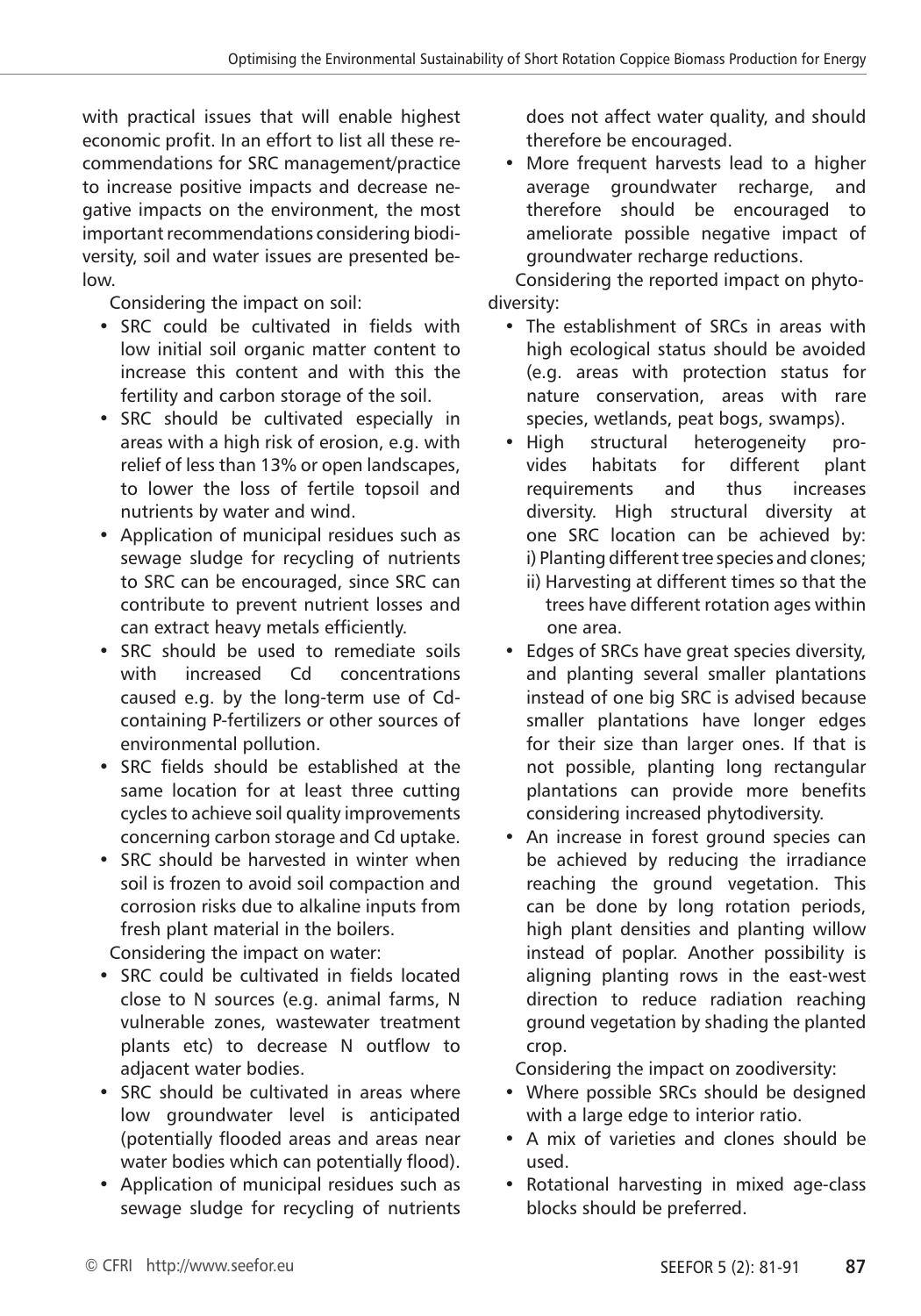with practical issues that will enable highest economic profit. In an effort to list all these recommendations for SRC management/practice to increase positive impacts and decrease negative impacts on the environment, the most important recommendations considering biodiversity, soil and water issues are presented below.

Considering the impact on soil:

- SRC could be cultivated in fields with low initial soil organic matter content to increase this content and with this the fertility and carbon storage of the soil.
- SRC should be cultivated especially in areas with a high risk of erosion, e.g. with relief of less than 13% or open landscapes, to lower the loss of fertile topsoil and nutrients by water and wind.
- Application of municipal residues such as sewage sludge for recycling of nutrients to SRC can be encouraged, since SRC can contribute to prevent nutrient losses and can extract heavy metals efficiently.
- SRC should be used to remediate soils with increased Cd concentrations caused e.g. by the long-term use of Cd-containing P-fertilizers or other sources of environmental pollution.
- SRC fields should be established at the same location for at least three cutting cycles to achieve soil quality improvements concerning carbon storage and Cd uptake.
- SRC should be harvested in winter when soil is frozen to avoid soil compaction and corrosion risks due to alkaline inputs from fresh plant material in the boilers.

Considering the impact on water:

- SRC could be cultivated in fields located close to N sources (e.g. animal farms, N vulnerable zones, wastewater treatment plants etc) to decrease N outflow to adjacent water bodies.
- SRC should be cultivated in areas where low groundwater level is anticipated (potentially flooded areas and areas near water bodies which can potentially flood).
- Application of municipal residues such as sewage sludge for recycling of nutrients does not affect water quality, and should therefore be encouraged.
- More frequent harvests lead to a higher average groundwater recharge, and therefore should be encouraged to ameliorate possible negative impact of groundwater recharge reductions.

Considering the reported impact on phytodiversity:

- The establishment of SRCs in areas with high ecological status should be avoided (e.g. areas with protection status for nature conservation, areas with rare species, wetlands, peat bogs, swamps).
- High structural heterogeneity provides habitats for different plant requirements and thus increases diversity. High structural diversity at one SRC location can be achieved by:
  i) Planting different tree species and clones;
  ii) Harvesting at different times so that the trees have different rotation ages within one area.
- Edges of SRCs have great species diversity, and planting several smaller plantations instead of one big SRC is advised because smaller plantations have longer edges for their size than larger ones. If that is not possible, planting long rectangular plantations can provide more benefits considering increased phytodiversity.
- An increase in forest ground species can be achieved by reducing the irradiance reaching the ground vegetation. This can be done by long rotation periods, high plant densities and planting willow instead of poplar. Another possibility is aligning planting rows in the east-west direction to reduce radiation reaching ground vegetation by shading the planted crop.

Considering the impact on zoodiversity:

- Where possible SRCs should be designed with a large edge to interior ratio.
- A mix of varieties and clones should be used.
- Rotational harvesting in mixed age-class blocks should be preferred.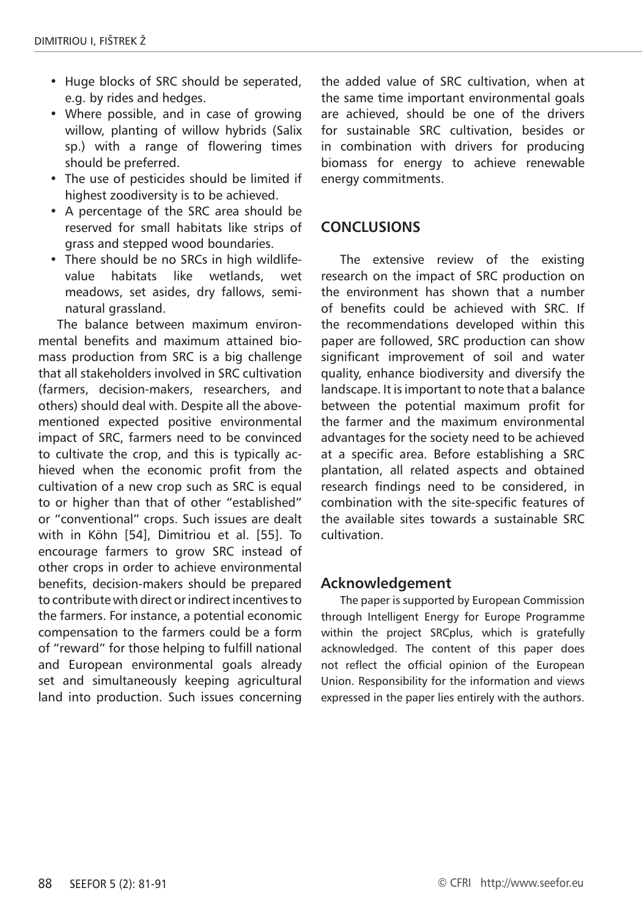- Huge blocks of SRC should be seperated, e.g. by rides and hedges.
- Where possible, and in case of growing willow, planting of willow hybrids (Salix sp.) with a range of flowering times should be preferred.
- The use of pesticides should be limited if highest zoodiversity is to be achieved.
- A percentage of the SRC area should be reserved for small habitats like strips of grass and stepped wood boundaries.
- There should be no SRCs in high wildlife-value habitats like wetlands, wet meadows, set asides, dry fallows, semi-natural grassland.

The balance between maximum environmental benefits and maximum attained biomass production from SRC is a big challenge that all stakeholders involved in SRC cultivation (farmers, decision-makers, researchers, and others) should deal with. Despite all the above-mentioned expected positive environmental impact of SRC, farmers need to be convinced to cultivate the crop, and this is typically achieved when the economic profit from the cultivation of a new crop such as SRC is equal to or higher than that of other "established" or "conventional" crops. Such issues are dealt with in Köhn [54], Dimitriou et al. [55]. To encourage farmers to grow SRC instead of other crops in order to achieve environmental benefits, decision-makers should be prepared to contribute with direct or indirect incentives to the farmers. For instance, a potential economic compensation to the farmers could be a form of "reward" for those helping to fulfill national and European environmental goals already set and simultaneously keeping agricultural land into production. Such issues concerning the added value of SRC cultivation, when at the same time important environmental goals are achieved, should be one of the drivers for sustainable SRC cultivation, besides or in combination with drivers for producing biomass for energy to achieve renewable energy commitments.

## CONCLUSIONS

The extensive review of the existing research on the impact of SRC production on the environment has shown that a number of benefits could be achieved with SRC. If the recommendations developed within this paper are followed, SRC production can show significant improvement of soil and water quality, enhance biodiversity and diversify the landscape. It is important to note that a balance between the potential maximum profit for the farmer and the maximum environmental advantages for the society need to be achieved at a specific area. Before establishing a SRC plantation, all related aspects and obtained research findings need to be considered, in combination with the site-specific features of the available sites towards a sustainable SRC cultivation.

## Acknowledgement

The paper is supported by European Commission through Intelligent Energy for Europe Programme within the project SRCplus, which is gratefully acknowledged. The content of this paper does not reflect the official opinion of the European Union. Responsibility for the information and views expressed in the paper lies entirely with the authors.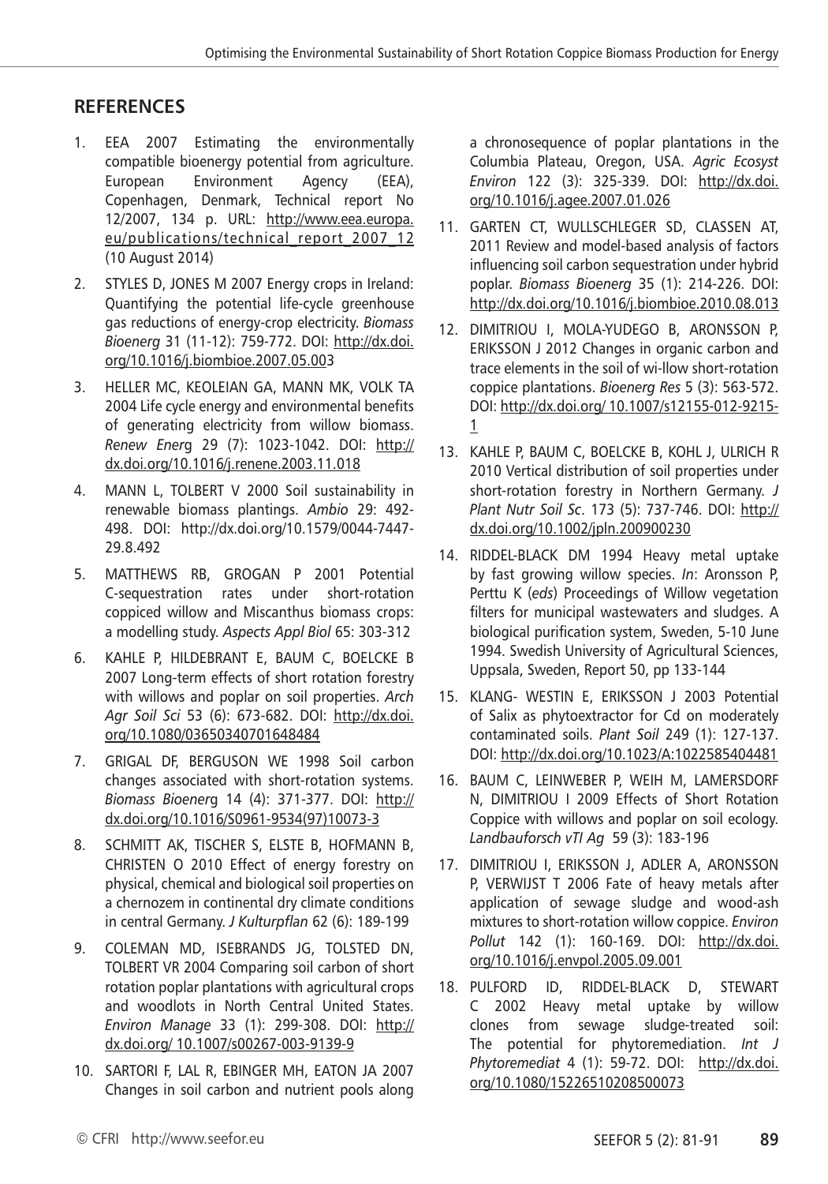## REFERENCES

1. EEA 2007 Estimating the environmentally compatible bioenergy potential from agriculture. European Environment Agency (EEA), Copenhagen, Denmark, Technical report No 12/2007, 134 p. URL: http://www.eea.europa.eu/publications/technical_report_2007_12 (10 August 2014)
2. STYLES D, JONES M 2007 Energy crops in Ireland: Quantifying the potential life-cycle greenhouse gas reductions of energy-crop electricity. *Biomass Bioenerg* 31 (11-12): 759-772. DOI: http://dx.doi.org/10.1016/j.biombioe.2007.05.003
3. HELLER MC, KEOLEIAN GA, MANN MK, VOLK TA 2004 Life cycle energy and environmental benefits of generating electricity from willow biomass. *Renew Energ* 29 (7): 1023-1042. DOI: http://dx.doi.org/10.1016/j.renene.2003.11.018
4. MANN L, TOLBERT V 2000 Soil sustainability in renewable biomass plantings. *Ambio* 29: 492-498. DOI: http://dx.doi.org/10.1579/0044-7447-29.8.492
5. MATTHEWS RB, GROGAN P 2001 Potential C-sequestration rates under short-rotation coppiced willow and Miscanthus biomass crops: a modelling study. *Aspects Appl Biol* 65: 303-312
6. KAHLE P, HILDEBRANT E, BAUM C, BOELCKE B 2007 Long-term effects of short rotation forestry with willows and poplar on soil properties. *Arch Agr Soil Sci* 53 (6): 673-682. DOI: http://dx.doi.org/10.1080/03650340701648484
7. GRIGAL DF, BERGUSON WE 1998 Soil carbon changes associated with short-rotation systems. *Biomass Bioenerg* 14 (4): 371-377. DOI: http://dx.doi.org/10.1016/S0961-9534(97)10073-3
8. SCHMITT AK, TISCHER S, ELSTE B, HOFMANN B, CHRISTEN O 2010 Effect of energy forestry on physical, chemical and biological soil properties on a chernozem in continental dry climate conditions in central Germany. *J Kulturpflan* 62 (6): 189-199
9. COLEMAN MD, ISEBRANDS JG, TOLSTED DN, TOLBERT VR 2004 Comparing soil carbon of short rotation poplar plantations with agricultural crops and woodlots in North Central United States. *Environ Manage* 33 (1): 299-308. DOI: http://dx.doi.org/ 10.1007/s00267-003-9139-9
10. SARTORI F, LAL R, EBINGER MH, EATON JA 2007 Changes in soil carbon and nutrient pools along a chronosequence of poplar plantations in the Columbia Plateau, Oregon, USA. *Agric Ecosyst Environ* 122 (3): 325-339. DOI: http://dx.doi.org/10.1016/j.agee.2007.01.026
11. GARTEN CT, WULLSCHLEGER SD, CLASSEN AT, 2011 Review and model-based analysis of factors influencing soil carbon sequestration under hybrid poplar. *Biomass Bioenerg* 35 (1): 214-226. DOI: http://dx.doi.org/10.1016/j.biombioe.2010.08.013
12. DIMITRIOU I, MOLA-YUDEGO B, ARONSSON P, ERIKSSON J 2012 Changes in organic carbon and trace elements in the soil of wi-llow short-rotation coppice plantations. *Bioenerg Res* 5 (3): 563-572. DOI: http://dx.doi.org/ 10.1007/s12155-012-9215-1
13. KAHLE P, BAUM C, BOELCKE B, KOHL J, ULRICH R 2010 Vertical distribution of soil properties under short-rotation forestry in Northern Germany. *J Plant Nutr Soil Sc*. 173 (5): 737-746. DOI: http://dx.doi.org/10.1002/jpln.200900230
14. RIDDEL-BLACK DM 1994 Heavy metal uptake by fast growing willow species. *In*: Aronsson P, Perttu K (*eds*) Proceedings of Willow vegetation filters for municipal wastewaters and sludges. A biological purification system, Sweden, 5-10 June 1994. Swedish University of Agricultural Sciences, Uppsala, Sweden, Report 50, pp 133-144
15. KLANG- WESTIN E, ERIKSSON J 2003 Potential of Salix as phytoextractor for Cd on moderately contaminated soils. *Plant Soil* 249 (1): 127-137. DOI: http://dx.doi.org/10.1023/A:1022585404481
16. BAUM C, LEINWEBER P, WEIH M, LAMERSDORF N, DIMITRIOU I 2009 Effects of Short Rotation Coppice with willows and poplar on soil ecology. *Landbauforsch vTI Ag* 59 (3): 183-196
17. DIMITRIOU I, ERIKSSON J, ADLER A, ARONSSON P, VERWIJST T 2006 Fate of heavy metals after application of sewage sludge and wood-ash mixtures to short-rotation willow coppice. *Environ Pollut* 142 (1): 160-169. DOI: http://dx.doi.org/10.1016/j.envpol.2005.09.001
18. PULFORD ID, RIDDEL-BLACK D, STEWART C 2002 Heavy metal uptake by willow clones from sewage sludge-treated soil: The potential for phytoremediation. *Int J Phytoremediat* 4 (1): 59-72. DOI: http://dx.doi.org/10.1080/15226510208500073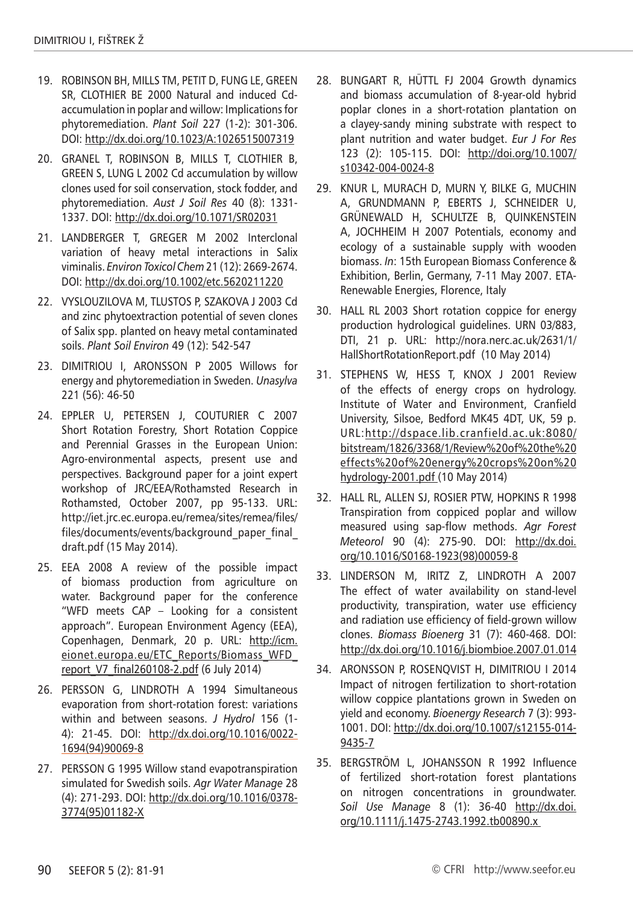19. ROBINSON BH, MILLS TM, PETIT D, FUNG LE, GREEN SR, CLOTHIER BE 2000 Natural and induced Cd-accumulation in poplar and willow: Implications for phytoremediation. *Plant Soil* 227 (1-2): 301-306. DOI: http://dx.doi.org/10.1023/A:1026515007319

20. GRANEL T, ROBINSON B, MILLS T, CLOTHIER B, GREEN S, LUNG L 2002 Cd accumulation by willow clones used for soil conservation, stock fodder, and phytoremediation. *Aust J Soil Res* 40 (8): 1331-1337. DOI: http://dx.doi.org/10.1071/SR02031

21. LANDBERGER T, GREGER M 2002 Interclonal variation of heavy metal interactions in Salix viminalis. *Environ Toxicol Chem* 21 (12): 2669-2674. DOI: http://dx.doi.org/10.1002/etc.5620211220

22. VYSLOUZILOVA M, TLUSTOS P, SZAKOVA J 2003 Cd and zinc phytoextraction potential of seven clones of Salix spp. planted on heavy metal contaminated soils. *Plant Soil Environ* 49 (12): 542-547

23. DIMITRIOU I, ARONSSON P 2005 Willows for energy and phytoremediation in Sweden. *Unasylva* 221 (56): 46-50

24. EPPLER U, PETERSEN J, COUTURIER C 2007 Short Rotation Forestry, Short Rotation Coppice and Perennial Grasses in the European Union: Agro-environmental aspects, present use and perspectives. Background paper for a joint expert workshop of JRC/EEA/Rothamsted Research in Rothamsted, October 2007, pp 95-133. URL: http://iet.jrc.ec.europa.eu/remea/sites/remea/files/files/documents/events/background_paper_final_draft.pdf (15 May 2014).

25. EEA 2008 A review of the possible impact of biomass production from agriculture on water. Background paper for the conference "WFD meets CAP – Looking for a consistent approach". European Environment Agency (EEA), Copenhagen, Denmark, 20 p. URL: http://icm.eionet.europa.eu/ETC_Reports/Biomass_WFD_report_V7_final260108-2.pdf (6 July 2014)

26. PERSSON G, LINDROTH A 1994 Simultaneous evaporation from short-rotation forest: variations within and between seasons. *J Hydrol* 156 (1-4): 21-45. DOI: http://dx.doi.org/10.1016/0022-1694(94)90069-8

27. PERSSON G 1995 Willow stand evapotranspiration simulated for Swedish soils. *Agr Water Manage* 28 (4): 271-293. DOI: http://dx.doi.org/10.1016/0378-3774(95)01182-X

28. BUNGART R, HÜTTL FJ 2004 Growth dynamics and biomass accumulation of 8-year-old hybrid poplar clones in a short-rotation plantation on a clayey-sandy mining substrate with respect to plant nutrition and water budget. *Eur J For Res* 123 (2): 105-115. DOI: http://doi.org/10.1007/s10342-004-0024-8

29. KNUR L, MURACH D, MURN Y, BILKE G, MUCHIN A, GRUNDMANN P, EBERTS J, SCHNEIDER U, GRÜNEWALD H, SCHULTZE B, QUINKENSTEIN A, JOCHHEIM H 2007 Potentials, economy and ecology of a sustainable supply with wooden biomass. *In*: 15th European Biomass Conference & Exhibition, Berlin, Germany, 7-11 May 2007. ETA-Renewable Energies, Florence, Italy

30. HALL RL 2003 Short rotation coppice for energy production hydrological guidelines. URN 03/883, DTI, 21 p. URL: http://nora.nerc.ac.uk/2631/1/HallShortRotationReport.pdf (10 May 2014)

31. STEPHENS W, HESS T, KNOX J 2001 Review of the effects of energy crops on hydrology. Institute of Water and Environment, Cranfield University, Silsoe, Bedford MK45 4DT, UK, 59 p. URL:http://dspace.lib.cranfield.ac.uk:8080/bitstream/1826/3368/1/Review%20of%20the%20effects%20of%20energy%20crops%20on%20hydrology-2001.pdf (10 May 2014)

32. HALL RL, ALLEN SJ, ROSIER PTW, HOPKINS R 1998 Transpiration from coppiced poplar and willow measured using sap-flow methods. *Agr Forest Meteorol* 90 (4): 275-90. DOI: http://dx.doi.org/10.1016/S0168-1923(98)00059-8

33. LINDERSON M, IRITZ Z, LINDROTH A 2007 The effect of water availability on stand-level productivity, transpiration, water use efficiency and radiation use efficiency of field-grown willow clones. *Biomass Bioenerg* 31 (7): 460-468. DOI: http://dx.doi.org/10.1016/j.biombioe.2007.01.014

34. ARONSSON P, ROSENQVIST H, DIMITRIOU I 2014 Impact of nitrogen fertilization to short-rotation willow coppice plantations grown in Sweden on yield and economy. *Bioenergy Research* 7 (3): 993-1001. DOI: http://dx.doi.org/10.1007/s12155-014-9435-7

35. BERGSTRÖM L, JOHANSSON R 1992 Influence of fertilized short-rotation forest plantations on nitrogen concentrations in groundwater. *Soil Use Manage* 8 (1): 36-40 http://dx.doi.org/10.1111/j.1475-2743.1992.tb00890.x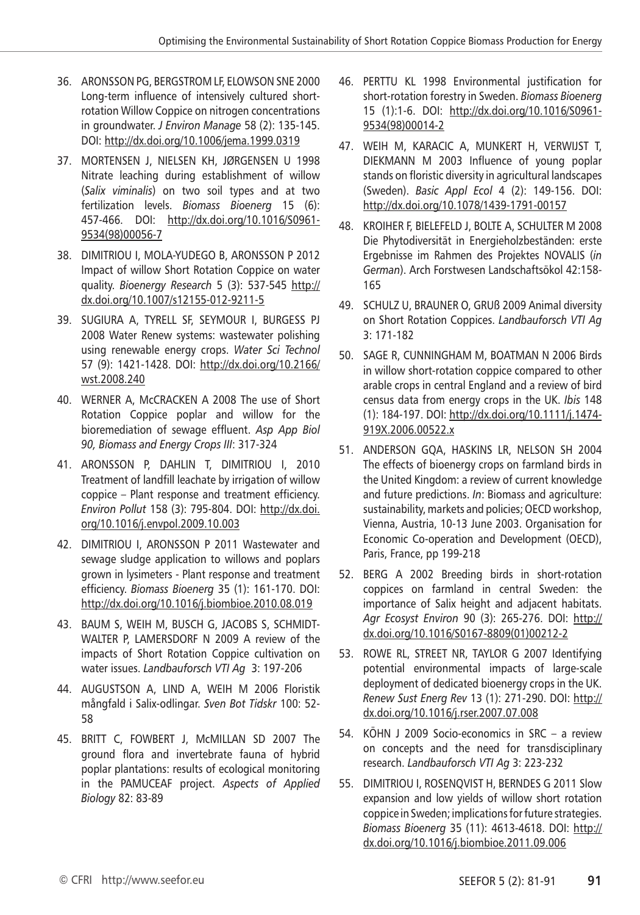36. ARONSSON PG, BERGSTROM LF, ELOWSON SNE 2000 Long-term influence of intensively cultured short-rotation Willow Coppice on nitrogen concentrations in groundwater. *J Environ Manage* 58 (2): 135-145. DOI: http://dx.doi.org/10.1006/jema.1999.0319

37. MORTENSEN J, NIELSEN KH, JØRGENSEN U 1998 Nitrate leaching during establishment of willow (*Salix viminalis*) on two soil types and at two fertilization levels. *Biomass Bioenerg* 15 (6): 457-466. DOI: http://dx.doi.org/10.1016/S0961-9534(98)00056-7

38. DIMITRIOU I, MOLA-YUDEGO B, ARONSSON P 2012 Impact of willow Short Rotation Coppice on water quality. *Bioenergy Research* 5 (3): 537-545 http://dx.doi.org/10.1007/s12155-012-9211-5

39. SUGIURA A, TYRELL SF, SEYMOUR I, BURGESS PJ 2008 Water Renew systems: wastewater polishing using renewable energy crops. *Water Sci Technol* 57 (9): 1421-1428. DOI: http://dx.doi.org/10.2166/wst.2008.240

40. WERNER A, McCRACKEN A 2008 The use of Short Rotation Coppice poplar and willow for the bioremediation of sewage effluent. *Asp App Biol 90, Biomass and Energy Crops III*: 317-324

41. ARONSSON P, DAHLIN T, DIMITRIOU I, 2010 Treatment of landfill leachate by irrigation of willow coppice – Plant response and treatment efficiency. *Environ Pollut* 158 (3): 795-804. DOI: http://dx.doi.org/10.1016/j.envpol.2009.10.003

42. DIMITRIOU I, ARONSSON P 2011 Wastewater and sewage sludge application to willows and poplars grown in lysimeters - Plant response and treatment efficiency. *Biomass Bioenerg* 35 (1): 161-170. DOI: http://dx.doi.org/10.1016/j.biombioe.2010.08.019

43. BAUM S, WEIH M, BUSCH G, JACOBS S, SCHMIDT-WALTER P, LAMERSDORF N 2009 A review of the impacts of Short Rotation Coppice cultivation on water issues. *Landbauforsch VTI Ag* 3: 197-206

44. AUGUSTSON A, LIND A, WEIH M 2006 Floristik mångfald i Salix-odlingar. *Sven Bot Tidskr* 100: 52-58

45. BRITT C, FOWBERT J, McMILLAN SD 2007 The ground flora and invertebrate fauna of hybrid poplar plantations: results of ecological monitoring in the PAMUCEAF project. *Aspects of Applied Biology* 82: 83-89

46. PERTTU KL 1998 Environmental justification for short-rotation forestry in Sweden. *Biomass Bioenerg* 15 (1):1-6. DOI: http://dx.doi.org/10.1016/S0961-9534(98)00014-2

47. WEIH M, KARACIC A, MUNKERT H, VERWIJST T, DIEKMANN M 2003 Influence of young poplar stands on floristic diversity in agricultural landscapes (Sweden). *Basic Appl Ecol* 4 (2): 149-156. DOI: http://dx.doi.org/10.1078/1439-1791-00157

48. KROIHER F, BIELEFELD J, BOLTE A, SCHULTER M 2008 Die Phytodiversität in Energieholzbeständen: erste Ergebnisse im Rahmen des Projektes NOVALIS (*in German*). Arch Forstwesen Landschaftsökol 42:158-165

49. SCHULZ U, BRAUNER O, GRUß 2009 Animal diversity on Short Rotation Coppices. *Landbauforsch VTI Ag* 3: 171-182

50. SAGE R, CUNNINGHAM M, BOATMAN N 2006 Birds in willow short-rotation coppice compared to other arable crops in central England and a review of bird census data from energy crops in the UK. *Ibis* 148 (1): 184-197. DOI: http://dx.doi.org/10.1111/j.1474-919X.2006.00522.x

51. ANDERSON GQA, HASKINS LR, NELSON SH 2004 The effects of bioenergy crops on farmland birds in the United Kingdom: a review of current knowledge and future predictions. *In*: Biomass and agriculture: sustainability, markets and policies; OECD workshop, Vienna, Austria, 10-13 June 2003. Organisation for Economic Co-operation and Development (OECD), Paris, France, pp 199-218

52. BERG A 2002 Breeding birds in short-rotation coppices on farmland in central Sweden: the importance of Salix height and adjacent habitats. *Agr Ecosyst Environ* 90 (3): 265-276. DOI: http://dx.doi.org/10.1016/S0167-8809(01)00212-2

53. ROWE RL, STREET NR, TAYLOR G 2007 Identifying potential environmental impacts of large-scale deployment of dedicated bioenergy crops in the UK. *Renew Sust Energ Rev* 13 (1): 271-290. DOI: http://dx.doi.org/10.1016/j.rser.2007.07.008

54. KÖHN J 2009 Socio-economics in SRC – a review on concepts and the need for transdisciplinary research. *Landbauforsch VTI Ag* 3: 223-232

55. DIMITRIOU I, ROSENQVIST H, BERNDES G 2011 Slow expansion and low yields of willow short rotation coppice in Sweden; implications for future strategies. *Biomass Bioenerg* 35 (11): 4613-4618. DOI: http://dx.doi.org/10.1016/j.biombioe.2011.09.006